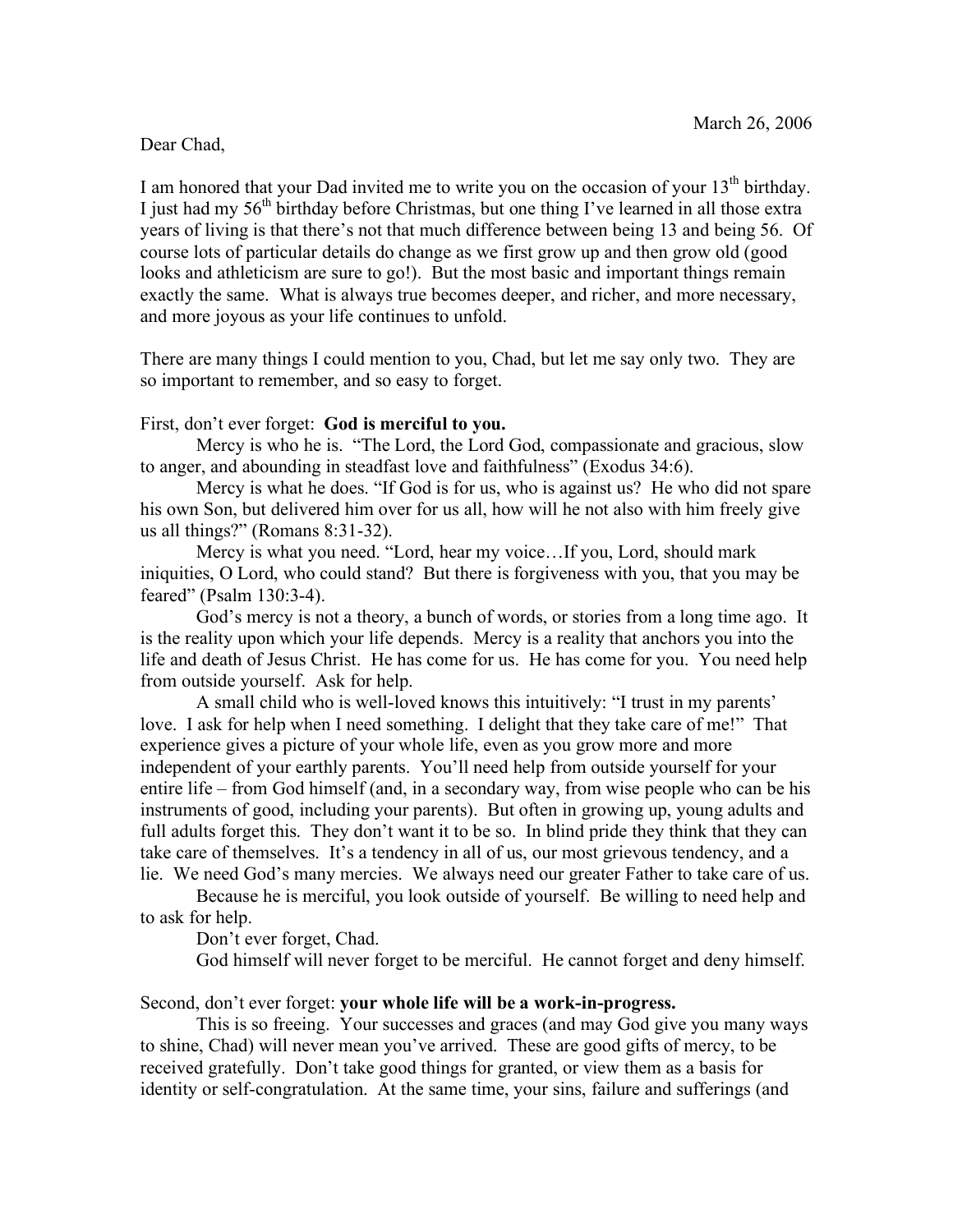March 26, 2006

Dear Chad,

I am honored that your Dad invited me to write you on the occasion of your 13th birthday. I just had my 56th birthday before Christmas, but one thing I've learned in all those extra years of living is that there's not that much difference between being 13 and being 56. Of course lots of particular details do change as we first grow up and then grow old (good looks and athleticism are sure to go!). But the most basic and important things remain exactly the same. What is always true becomes deeper, and richer, and more necessary, and more joyous as your life continues to unfold.

There are many things I could mention to you, Chad, but let me say only two. They are so important to remember, and so easy to forget.

First, don't ever forget: **God is merciful to you.**

Mercy is who he is. "The Lord, the Lord God, compassionate and gracious, slow to anger, and abounding in steadfast love and faithfulness" (Exodus 34:6).

Mercy is what he does. "If God is for us, who is against us? He who did not spare his own Son, but delivered him over for us all, how will he not also with him freely give us all things?" (Romans 8:31-32).

Mercy is what you need. "Lord, hear my voice…If you, Lord, should mark iniquities, O Lord, who could stand? But there is forgiveness with you, that you may be feared" (Psalm 130:3-4).

God's mercy is not a theory, a bunch of words, or stories from a long time ago. It is the reality upon which your life depends. Mercy is a reality that anchors you into the life and death of Jesus Christ. He has come for us. He has come for you. You need help from outside yourself. Ask for help.

A small child who is well-loved knows this intuitively: "I trust in my parents' love. I ask for help when I need something. I delight that they take care of me!" That experience gives a picture of your whole life, even as you grow more and more independent of your earthly parents. You'll need help from outside yourself for your entire life – from God himself (and, in a secondary way, from wise people who can be his instruments of good, including your parents). But often in growing up, young adults and full adults forget this. They don't want it to be so. In blind pride they think that they can take care of themselves. It's a tendency in all of us, our most grievous tendency, and a lie. We need God's many mercies. We always need our greater Father to take care of us.

Because he is merciful, you look outside of yourself. Be willing to need help and to ask for help.

Don't ever forget, Chad.

God himself will never forget to be merciful. He cannot forget and deny himself.

Second, don't ever forget: **your whole life will be a work-in-progress.**

This is so freeing. Your successes and graces (and may God give you many ways to shine, Chad) will never mean you've arrived. These are good gifts of mercy, to be received gratefully. Don't take good things for granted, or view them as a basis for identity or self-congratulation. At the same time, your sins, failure and sufferings (and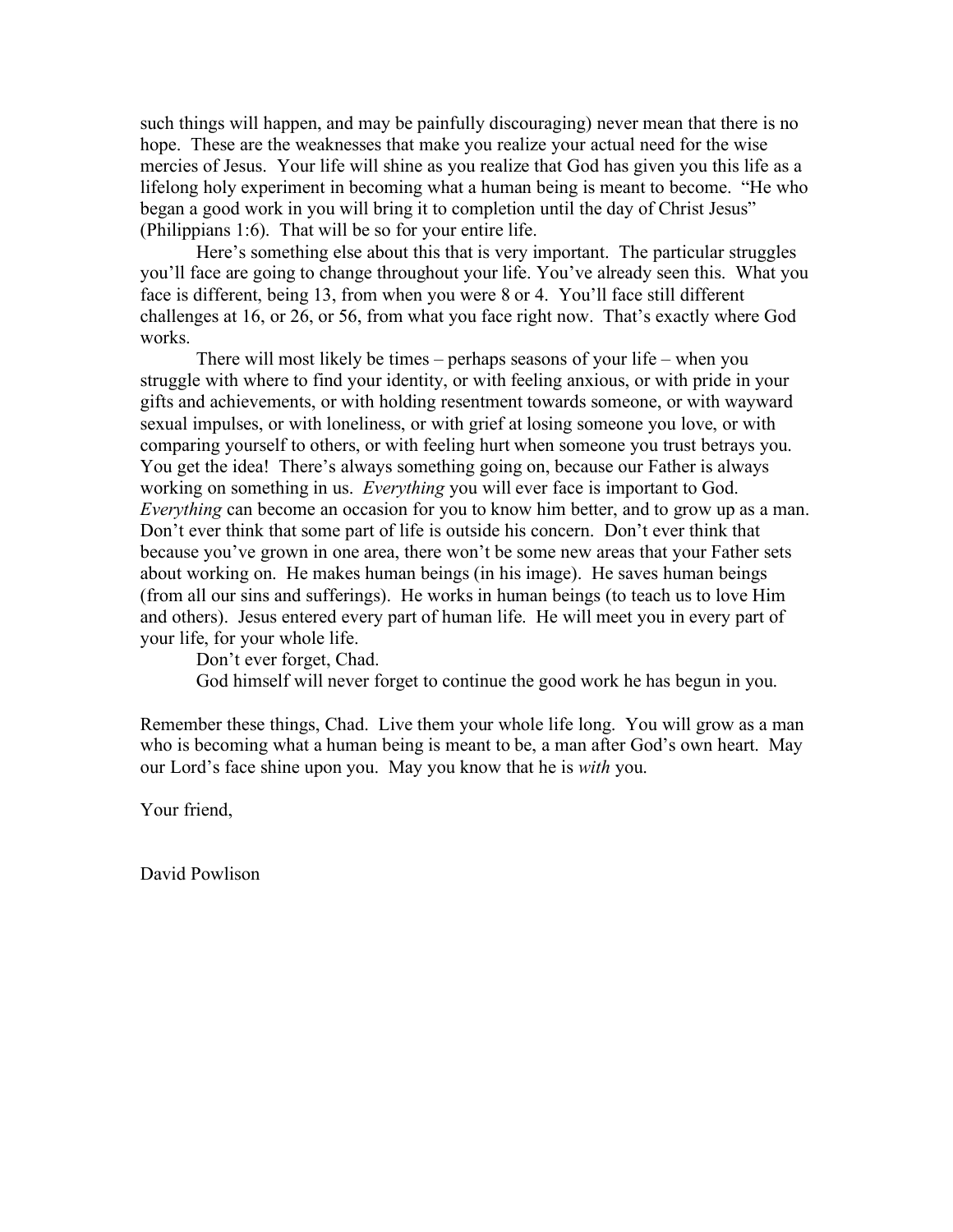such things will happen, and may be painfully discouraging) never mean that there is no hope. These are the weaknesses that make you realize your actual need for the wise mercies of Jesus. Your life will shine as you realize that God has given you this life as a lifelong holy experiment in becoming what a human being is meant to become. "He who began a good work in you will bring it to completion until the day of Christ Jesus" (Philippians 1:6). That will be so for your entire life.

Here's something else about this that is very important. The particular struggles you'll face are going to change throughout your life. You've already seen this. What you face is different, being 13, from when you were 8 or 4. You'll face still different challenges at 16, or 26, or 56, from what you face right now. That's exactly where God works.

There will most likely be times – perhaps seasons of your life – when you struggle with where to find your identity, or with feeling anxious, or with pride in your gifts and achievements, or with holding resentment towards someone, or with wayward sexual impulses, or with loneliness, or with grief at losing someone you love, or with comparing yourself to others, or with feeling hurt when someone you trust betrays you. You get the idea! There's always something going on, because our Father is always working on something in us. *Everything* you will ever face is important to God. *Everything* can become an occasion for you to know him better, and to grow up as a man. Don't ever think that some part of life is outside his concern. Don't ever think that because you've grown in one area, there won't be some new areas that your Father sets about working on. He makes human beings (in his image). He saves human beings (from all our sins and sufferings). He works in human beings (to teach us to love Him and others). Jesus entered every part of human life. He will meet you in every part of your life, for your whole life.

Don't ever forget, Chad.

God himself will never forget to continue the good work he has begun in you.

Remember these things, Chad. Live them your whole life long. You will grow as a man who is becoming what a human being is meant to be, a man after God's own heart. May our Lord's face shine upon you. May you know that he is *with* you.

Your friend,

David Powlison